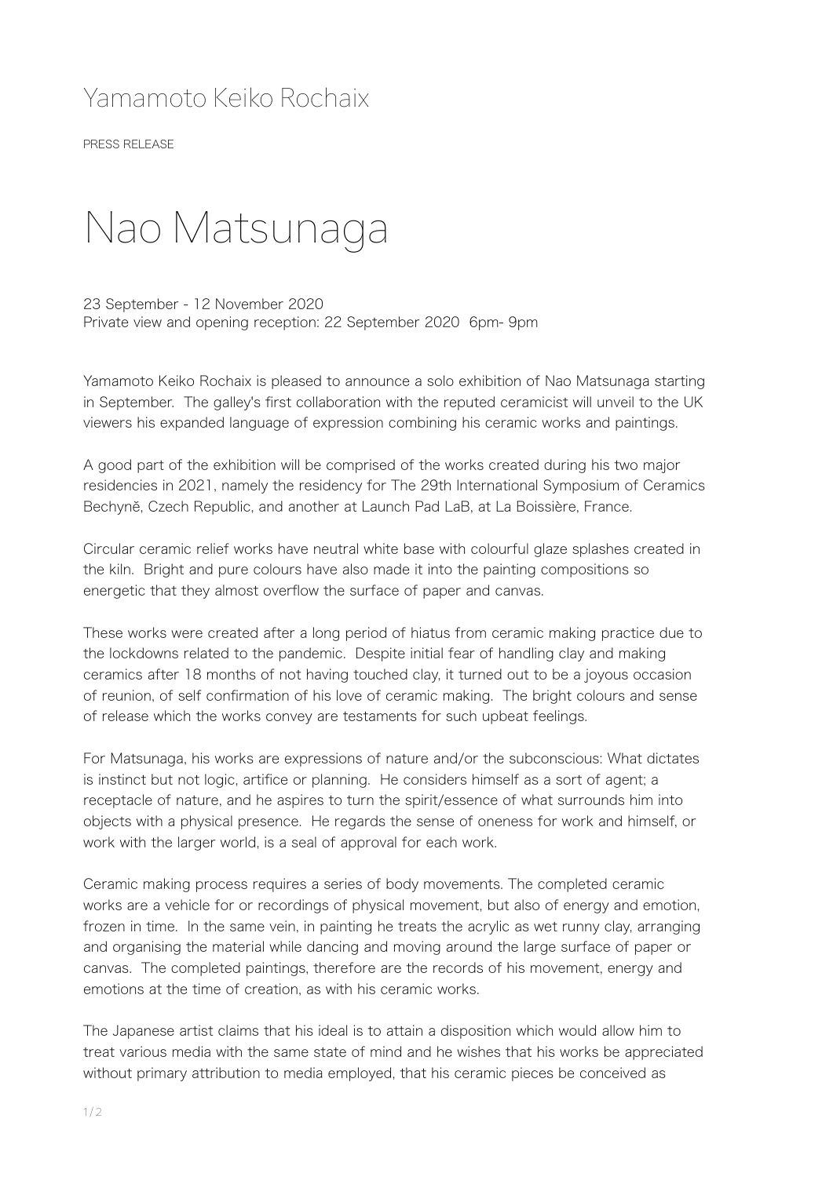Yamamoto Keiko Rochaix

PRESS RELEASE

# Nao Matsunaga

23 September - 12 November 2020
Private view and opening reception: 22 September 2020 6pm- 9pm

Yamamoto Keiko Rochaix is pleased to announce a solo exhibition of Nao Matsunaga starting in September. The galley's first collaboration with the reputed ceramicist will unveil to the UK viewers his expanded language of expression combining his ceramic works and paintings.

A good part of the exhibition will be comprised of the works created during his two major residencies in 2021, namely the residency for The 29th International Symposium of Ceramics Bechyně, Czech Republic, and another at Launch Pad LaB, at La Boissière, France.

Circular ceramic relief works have neutral white base with colourful glaze splashes created in the kiln. Bright and pure colours have also made it into the painting compositions so energetic that they almost overflow the surface of paper and canvas.

These works were created after a long period of hiatus from ceramic making practice due to the lockdowns related to the pandemic. Despite initial fear of handling clay and making ceramics after 18 months of not having touched clay, it turned out to be a joyous occasion of reunion, of self confirmation of his love of ceramic making. The bright colours and sense of release which the works convey are testaments for such upbeat feelings.

For Matsunaga, his works are expressions of nature and/or the subconscious: What dictates is instinct but not logic, artifice or planning. He considers himself as a sort of agent; a receptacle of nature, and he aspires to turn the spirit/essence of what surrounds him into objects with a physical presence. He regards the sense of oneness for work and himself, or work with the larger world, is a seal of approval for each work.

Ceramic making process requires a series of body movements. The completed ceramic works are a vehicle for or recordings of physical movement, but also of energy and emotion, frozen in time. In the same vein, in painting he treats the acrylic as wet runny clay, arranging and organising the material while dancing and moving around the large surface of paper or canvas. The completed paintings, therefore are the records of his movement, energy and emotions at the time of creation, as with his ceramic works.

The Japanese artist claims that his ideal is to attain a disposition which would allow him to treat various media with the same state of mind and he wishes that his works be appreciated without primary attribution to media employed, that his ceramic pieces be conceived as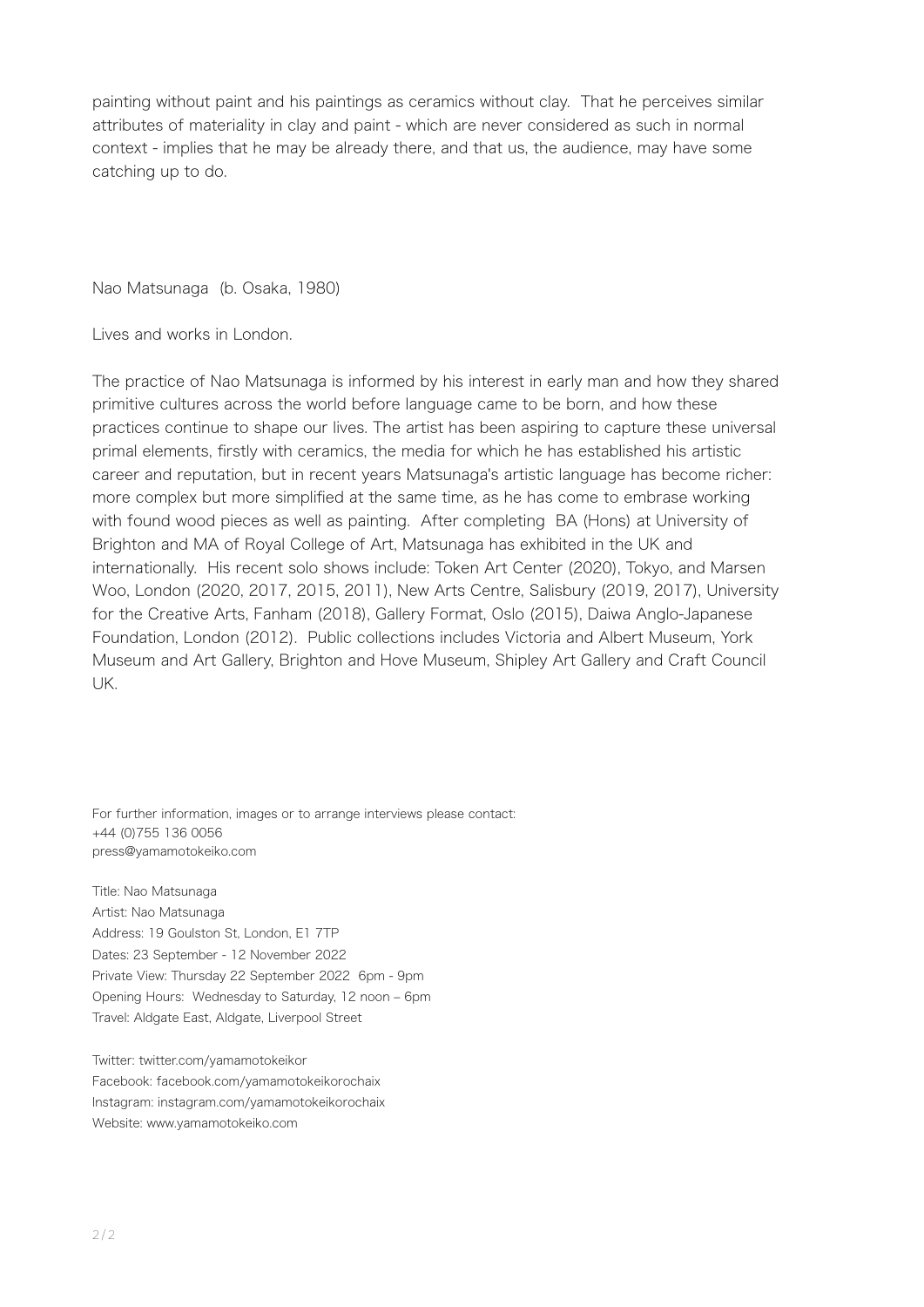painting without paint and his paintings as ceramics without clay. That he perceives similar attributes of materiality in clay and paint - which are never considered as such in normal context - implies that he may be already there, and that us, the audience, may have some catching up to do.

Nao Matsunaga (b. Osaka, 1980)

Lives and works in London.

The practice of Nao Matsunaga is informed by his interest in early man and how they shared primitive cultures across the world before language came to be born, and how these practices continue to shape our lives. The artist has been aspiring to capture these universal primal elements, firstly with ceramics, the media for which he has established his artistic career and reputation, but in recent years Matsunaga's artistic language has become richer: more complex but more simplified at the same time, as he has come to embrase working with found wood pieces as well as painting. After completing BA (Hons) at University of Brighton and MA of Royal College of Art, Matsunaga has exhibited in the UK and internationally. His recent solo shows include: Token Art Center (2020), Tokyo, and Marsen Woo, London (2020, 2017, 2015, 2011), New Arts Centre, Salisbury (2019, 2017), University for the Creative Arts, Fanham (2018), Gallery Format, Oslo (2015), Daiwa Anglo-Japanese Foundation, London (2012). Public collections includes Victoria and Albert Museum, York Museum and Art Gallery, Brighton and Hove Museum, Shipley Art Gallery and Craft Council UK.

For further information, images or to arrange interviews please contact:
+44 (0)755 136 0056
press@yamamotokeiko.com

Title: Nao Matsunaga
Artist: Nao Matsunaga
Address: 19 Goulston St, London, E1 7TP
Dates: 23 September - 12 November 2022
Private View: Thursday 22 September 2022 6pm - 9pm
Opening Hours: Wednesday to Saturday, 12 noon – 6pm
Travel: Aldgate East, Aldgate, Liverpool Street

Twitter: twitter.com/yamamotokeikor
Facebook: facebook.com/yamamotokeikorochaix
Instagram: instagram.com/yamamotokeikorochaix
Website: www.yamamotokeiko.com